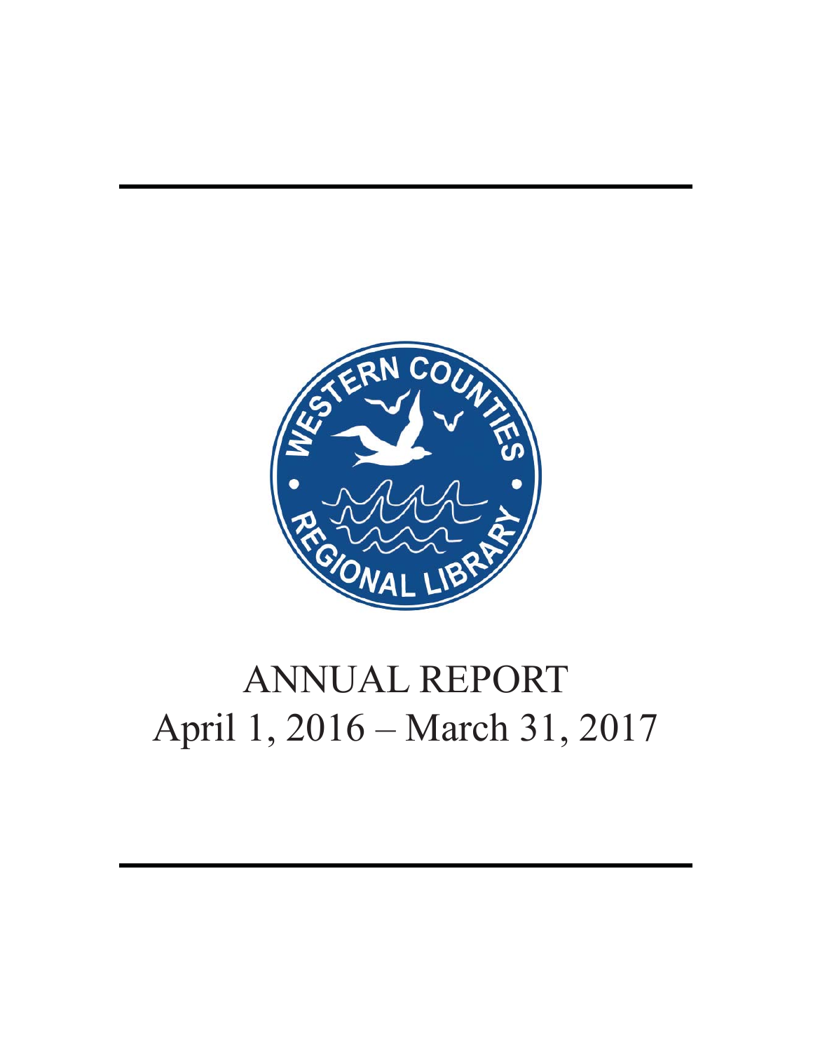# ANNUAL REPORT

## April 1, 2016 – March 31, 2017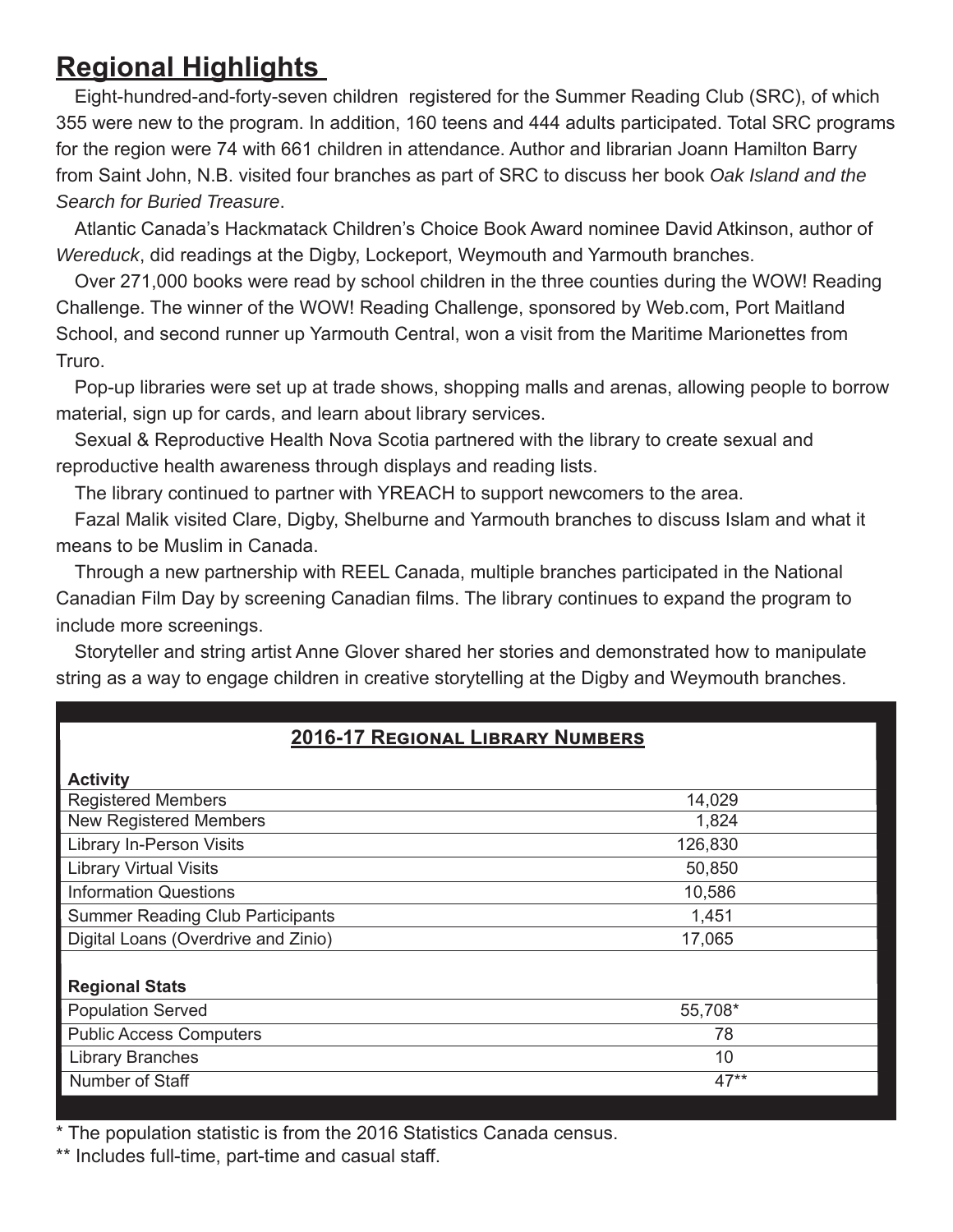## Regional Highlights

Eight-hundred-and-forty-seven children registered for the Summer Reading Club (SRC), of which 355 were new to the program. In addition, 160 teens and 444 adults participated. Total SRC programs for the region were 74 with 661 children in attendance. Author and librarian Joann Hamilton Barry from Saint John, N.B. visited four branches as part of SRC to discuss her book *Oak Island and the Search for Buried Treasure*.

Atlantic Canada's Hackmatack Children's Choice Book Award nominee David Atkinson, author of *Wereduck*, did readings at the Digby, Lockeport, Weymouth and Yarmouth branches.

Over 271,000 books were read by school children in the three counties during the WOW! Reading Challenge. The winner of the WOW! Reading Challenge, sponsored by Web.com, Port Maitland School, and second runner up Yarmouth Central, won a visit from the Maritime Marionettes from Truro.

Pop-up libraries were set up at trade shows, shopping malls and arenas, allowing people to borrow material, sign up for cards, and learn about library services.

Sexual & Reproductive Health Nova Scotia partnered with the library to create sexual and reproductive health awareness through displays and reading lists.

The library continued to partner with YREACH to support newcomers to the area.

Fazal Malik visited Clare, Digby, Shelburne and Yarmouth branches to discuss Islam and what it means to be Muslim in Canada.

Through a new partnership with REEL Canada, multiple branches participated in the National Canadian Film Day by screening Canadian films. The library continues to expand the program to include more screenings.

Storyteller and string artist Anne Glover shared her stories and demonstrated how to manipulate string as a way to engage children in creative storytelling at the Digby and Weymouth branches.

**2016-17 Regional Library Numbers**

| Activity | |
|---|---|
| Registered Members | 14,029 |
| New Registered Members | 1,824 |
| Library In-Person Visits | 126,830 |
| Library Virtual Visits | 50,850 |
| Information Questions | 10,586 |
| Summer Reading Club Participants | 1,451 |
| Digital Loans (Overdrive and Zinio) | 17,065 |
| **Regional Stats** | |
| Population Served | 55,708* |
| Public Access Computers | 78 |
| Library Branches | 10 |
| Number of Staff | 47** |

\* The population statistic is from the 2016 Statistics Canada census.

** Includes full-time, part-time and casual staff.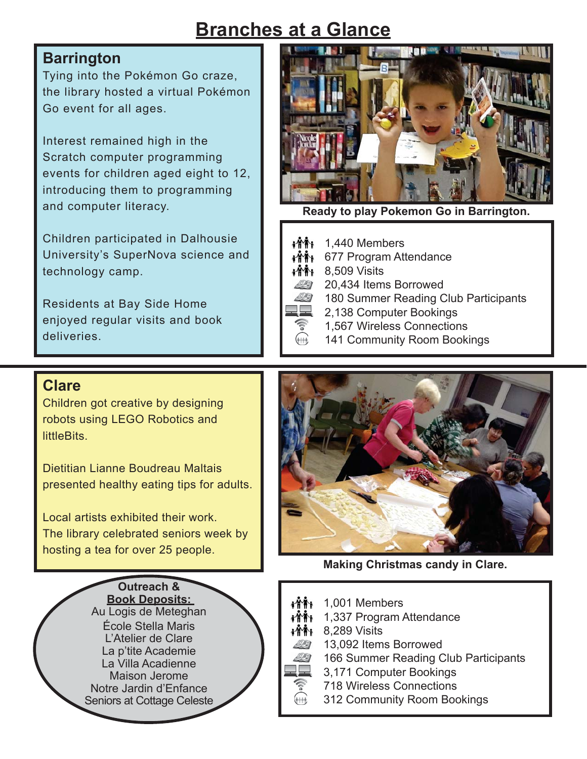# Branches at a Glance

## Barrington

Tying into the Pokémon Go craze, the library hosted a virtual Pokémon Go event for all ages.

Interest remained high in the Scratch computer programming events for children aged eight to 12, introducing them to programming and computer literacy.

Children participated in Dalhousie University's SuperNova science and technology camp.

Residents at Bay Side Home enjoyed regular visits and book deliveries.

**Ready to play Pokemon Go in Barrington.**

- 1,440 Members
- 677 Program Attendance
- 8,509 Visits
- 20,434 Items Borrowed
- 180 Summer Reading Club Participants
- 2,138 Computer Bookings
- 1,567 Wireless Connections
- 141 Community Room Bookings

## Clare

Children got creative by designing robots using LEGO Robotics and littleBits.

Dietitian Lianne Boudreau Maltais presented healthy eating tips for adults.

Local artists exhibited their work.
The library celebrated seniors week by hosting a tea for over 25 people.

**Making Christmas candy in Clare.**

**Outreach & Book Deposits:**

Au Logis de Meteghan
École Stella Maris
L'Atelier de Clare
La p'tite Academie
La Villa Acadienne
Maison Jerome
Notre Jardin d'Enfance
Seniors at Cottage Celeste

- 1,001 Members
- 1,337 Program Attendance
- 8,289 Visits
- 13,092 Items Borrowed
- 166 Summer Reading Club Participants
- 3,171 Computer Bookings
- 718 Wireless Connections
- 312 Community Room Bookings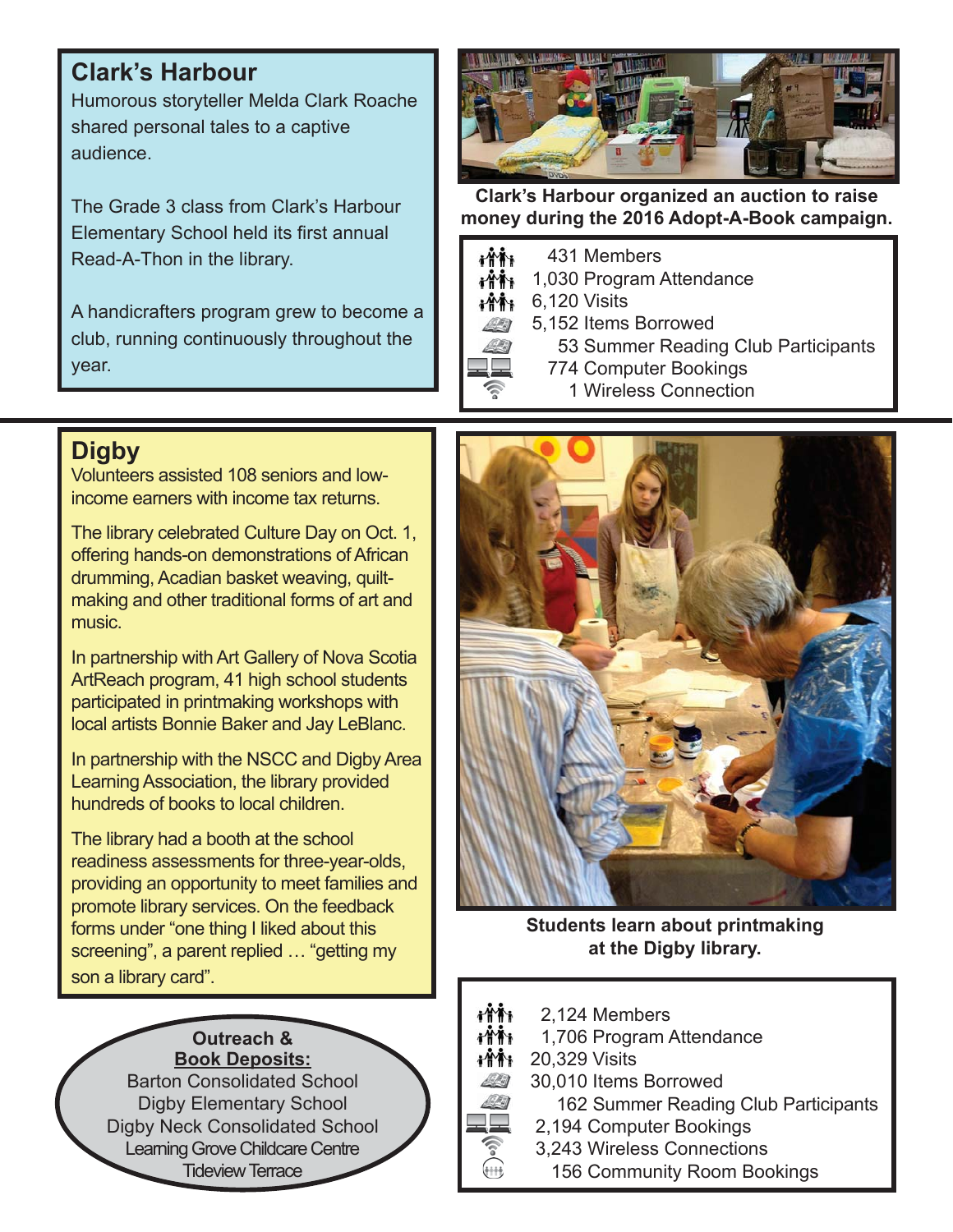## Clark's Harbour

Humorous storyteller Melda Clark Roache shared personal tales to a captive audience.

The Grade 3 class from Clark's Harbour Elementary School held its first annual Read-A-Thon in the library.

A handicrafters program grew to become a club, running continuously throughout the year.

**Clark's Harbour organized an auction to raise money during the 2016 Adopt-A-Book campaign.**

- 431 Members
- 1,030 Program Attendance
- 6,120 Visits
- 5,152 Items Borrowed
- 53 Summer Reading Club Participants
- 774 Computer Bookings
- 1 Wireless Connection

## Digby

Volunteers assisted 108 seniors and low-income earners with income tax returns.

The library celebrated Culture Day on Oct. 1, offering hands-on demonstrations of African drumming, Acadian basket weaving, quilt-making and other traditional forms of art and music.

In partnership with Art Gallery of Nova Scotia ArtReach program, 41 high school students participated in printmaking workshops with local artists Bonnie Baker and Jay LeBlanc.

In partnership with the NSCC and Digby Area Learning Association, the library provided hundreds of books to local children.

The library had a booth at the school readiness assessments for three-year-olds, providing an opportunity to meet families and promote library services. On the feedback forms under "one thing I liked about this screening", a parent replied … "getting my son a library card".

**Students learn about printmaking at the Digby library.**

**Outreach & Book Deposits:**

Barton Consolidated School
Digby Elementary School
Digby Neck Consolidated School
Learning Grove Childcare Centre
Tideview Terrace

- 2,124 Members
- 1,706 Program Attendance
- 20,329 Visits
- 30,010 Items Borrowed
- 162 Summer Reading Club Participants
- 2,194 Computer Bookings
- 3,243 Wireless Connections
- 156 Community Room Bookings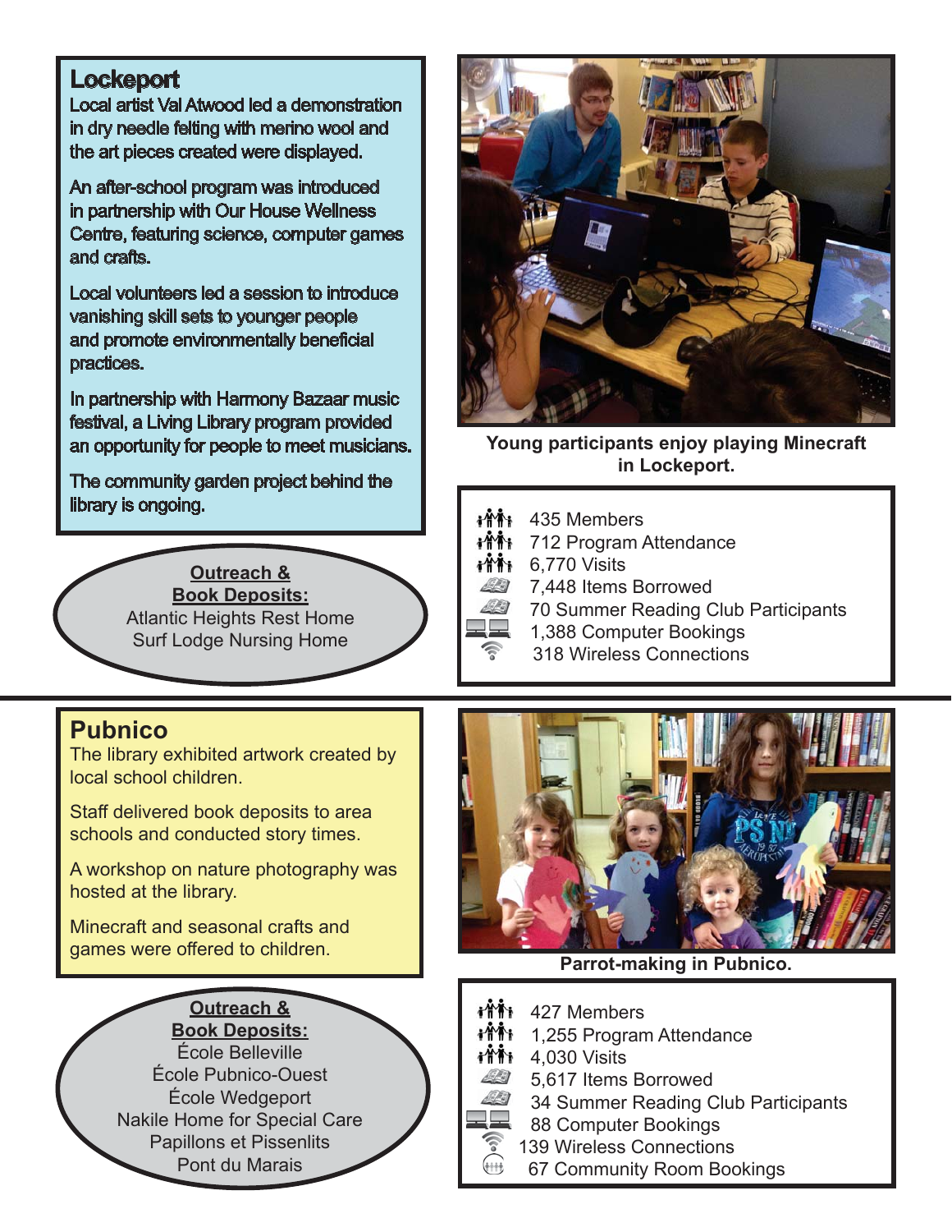## Lockeport

Local artist Val Atwood led a demonstration in dry needle felting with merino wool and the art pieces created were displayed.

An after-school program was introduced in partnership with Our House Wellness Centre, featuring science, computer games and crafts.

Local volunteers led a session to introduce vanishing skill sets to younger people and promote environmentally beneficial practices.

In partnership with Harmony Bazaar music festival, a Living Library program provided an opportunity for people to meet musicians.

The community garden project behind the library is ongoing.

**Outreach & Book Deposits:**
Atlantic Heights Rest Home
Surf Lodge Nursing Home

**Young participants enjoy playing Minecraft in Lockeport.**

- 435 Members
- 712 Program Attendance
- 6,770 Visits
- 7,448 Items Borrowed
- 70 Summer Reading Club Participants
- 1,388 Computer Bookings
- 318 Wireless Connections

## Pubnico

The library exhibited artwork created by local school children.

Staff delivered book deposits to area schools and conducted story times.

A workshop on nature photography was hosted at the library.

Minecraft and seasonal crafts and games were offered to children.

**Outreach & Book Deposits:**
École Belleville
École Pubnico-Ouest
École Wedgeport
Nakile Home for Special Care
Papillons et Pissenlits
Pont du Marais

**Parrot-making in Pubnico.**

- 427 Members
- 1,255 Program Attendance
- 4,030 Visits
- 5,617 Items Borrowed
- 34 Summer Reading Club Participants
- 88 Computer Bookings
- 139 Wireless Connections
- 67 Community Room Bookings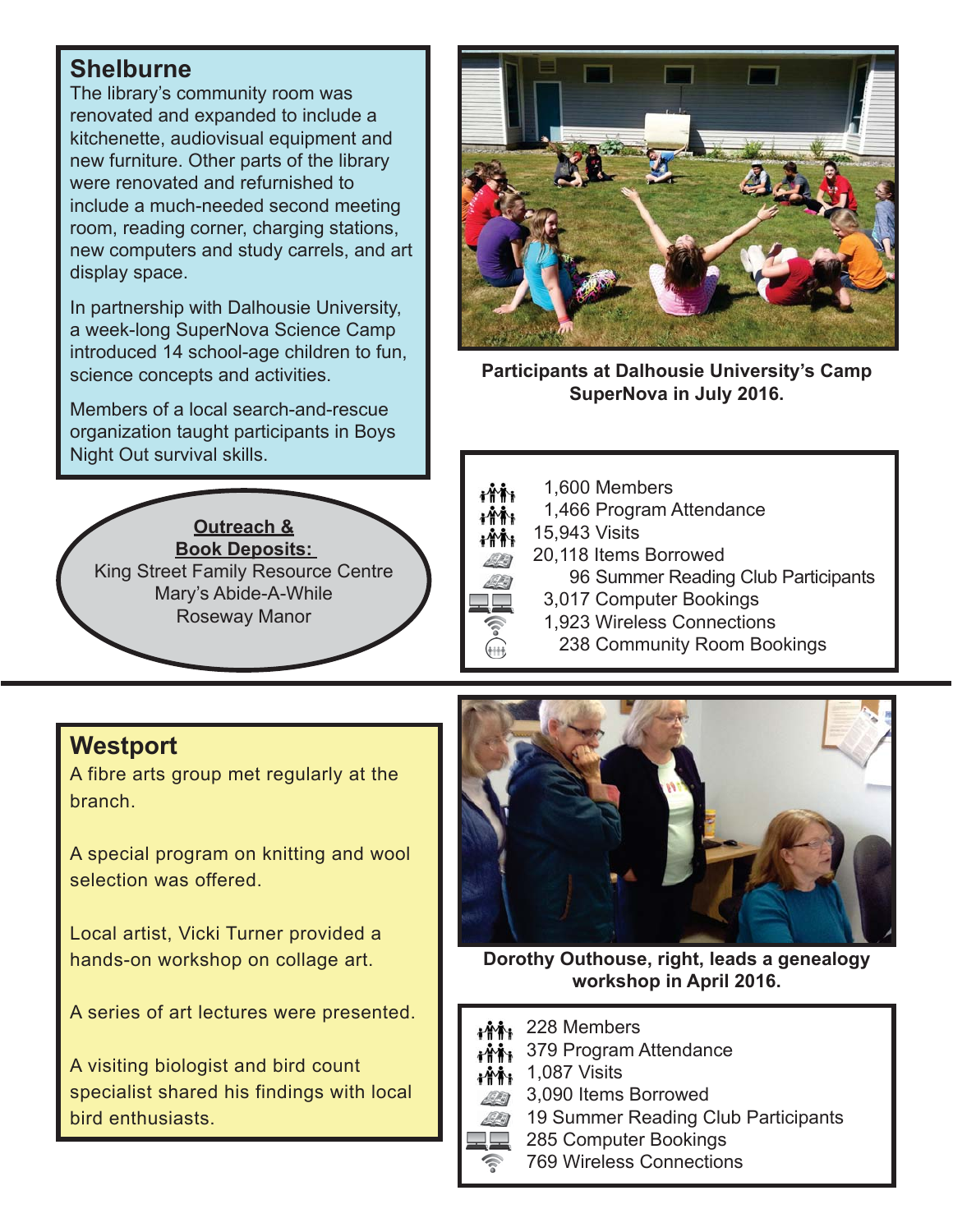## Shelburne

The library's community room was renovated and expanded to include a kitchenette, audiovisual equipment and new furniture. Other parts of the library were renovated and refurbished to include a much-needed second meeting room, reading corner, charging stations, new computers and study carrels, and art display space.

In partnership with Dalhousie University, a week-long SuperNova Science Camp introduced 14 school-age children to fun, science concepts and activities.

Members of a local search-and-rescue organization taught participants in Boys Night Out survival skills.

**Participants at Dalhousie University's Camp SuperNova in July 2016.**

**Outreach & Book Deposits:**

King Street Family Resource Centre
Mary's Abide-A-While
Roseway Manor

- 1,600 Members
- 1,466 Program Attendance
- 15,943 Visits
- 20,118 Items Borrowed
- 96 Summer Reading Club Participants
- 3,017 Computer Bookings
- 1,923 Wireless Connections
- 238 Community Room Bookings

## Westport

A fibre arts group met regularly at the branch.

A special program on knitting and wool selection was offered.

Local artist, Vicki Turner provided a hands-on workshop on collage art.

A series of art lectures were presented.

A visiting biologist and bird count specialist shared his findings with local bird enthusiasts.

**Dorothy Outhouse, right, leads a genealogy workshop in April 2016.**

- 228 Members
- 379 Program Attendance
- 1,087 Visits
- 3,090 Items Borrowed
- 19 Summer Reading Club Participants
- 285 Computer Bookings
- 769 Wireless Connections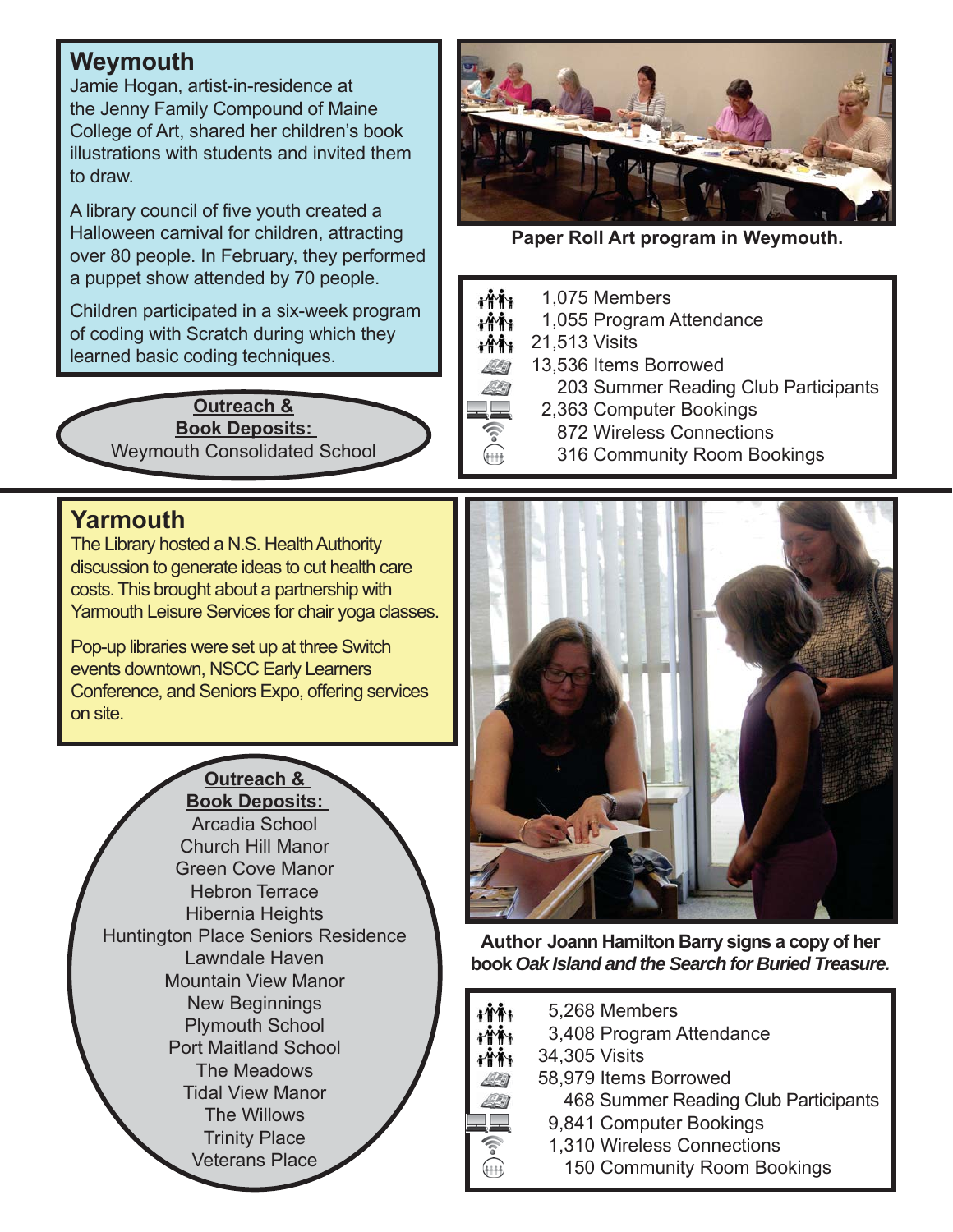## Weymouth

Jamie Hogan, artist-in-residence at the Jenny Family Compound of Maine College of Art, shared her children's book illustrations with students and invited them to draw.

A library council of five youth created a Halloween carnival for children, attracting over 80 people. In February, they performed a puppet show attended by 70 people.

Children participated in a six-week program of coding with Scratch during which they learned basic coding techniques.

**Outreach & Book Deposits:**
Weymouth Consolidated School

**Paper Roll Art program in Weymouth.**

- 1,075 Members
- 1,055 Program Attendance
- 21,513 Visits
- 13,536 Items Borrowed
- 203 Summer Reading Club Participants
- 2,363 Computer Bookings
- 872 Wireless Connections
- 316 Community Room Bookings

## Yarmouth

The Library hosted a N.S. Health Authority discussion to generate ideas to cut health care costs. This brought about a partnership with Yarmouth Leisure Services for chair yoga classes.

Pop-up libraries were set up at three Switch events downtown, NSCC Early Learners Conference, and Seniors Expo, offering services on site.

**Outreach & Book Deposits:**
Arcadia School
Church Hill Manor
Green Cove Manor
Hebron Terrace
Hibernia Heights
Huntington Place Seniors Residence
Lawndale Haven
Mountain View Manor
New Beginnings
Plymouth School
Port Maitland School
The Meadows
Tidal View Manor
The Willows
Trinity Place
Veterans Place

**Author Joann Hamilton Barry signs a copy of her book *Oak Island and the Search for Buried Treasure.***

- 5,268 Members
- 3,408 Program Attendance
- 34,305 Visits
- 58,979 Items Borrowed
- 468 Summer Reading Club Participants
- 9,841 Computer Bookings
- 1,310 Wireless Connections
- 150 Community Room Bookings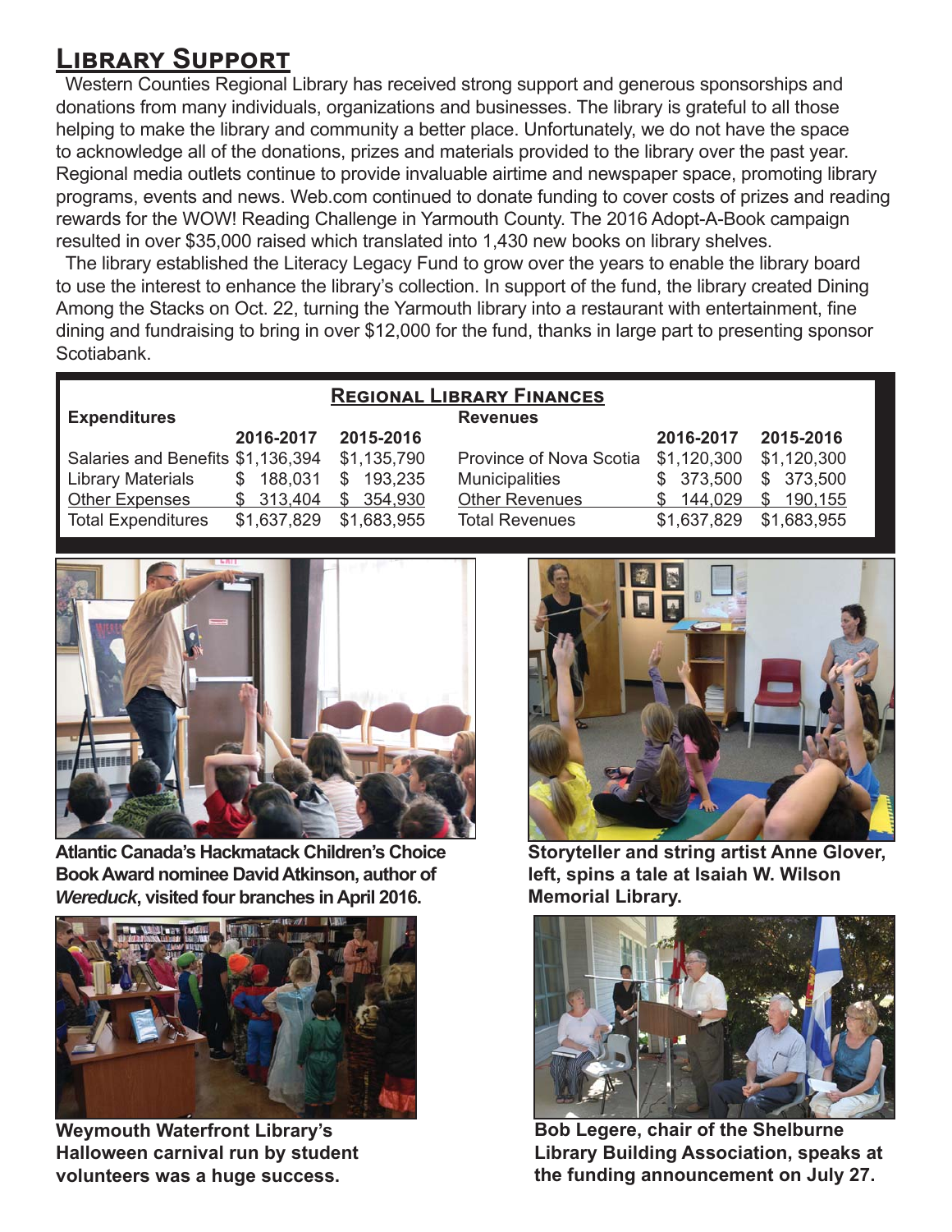## Library Support

Western Counties Regional Library has received strong support and generous sponsorships and donations from many individuals, organizations and businesses. The library is grateful to all those helping to make the library and community a better place. Unfortunately, we do not have the space to acknowledge all of the donations, prizes and materials provided to the library over the past year. Regional media outlets continue to provide invaluable airtime and newspaper space, promoting library programs, events and news. Web.com continued to donate funding to cover costs of prizes and reading rewards for the WOW! Reading Challenge in Yarmouth County. The 2016 Adopt-A-Book campaign resulted in over $35,000 raised which translated into 1,430 new books on library shelves.

The library established the Literacy Legacy Fund to grow over the years to enable the library board to use the interest to enhance the library's collection. In support of the fund, the library created Dining Among the Stacks on Oct. 22, turning the Yarmouth library into a restaurant with entertainment, fine dining and fundraising to bring in over $12,000 for the fund, thanks in large part to presenting sponsor Scotiabank.

### Regional Library Finances

**Expenditures**

| | 2016-2017 | 2015-2016 |
|---|---|---|
| Salaries and Benefits | $1,136,394 | $1,135,790 |
| Library Materials | $ 188,031 | $ 193,235 |
| Other Expenses | $ 313,404 | $ 354,930 |
| Total Expenditures | $1,637,829 | $1,683,955 |

**Revenues**

| | 2016-2017 | 2015-2016 |
|---|---|---|
| Province of Nova Scotia | $1,120,300 | $1,120,300 |
| Municipalities | $ 373,500 | $ 373,500 |
| Other Revenues | $ 144,029 | $ 190,155 |
| Total Revenues | $1,637,829 | $1,683,955 |

**Atlantic Canada's Hackmatack Children's Choice Book Award nominee David Atkinson, author of *Wereduck*, visited four branches in April 2016.**

**Storyteller and string artist Anne Glover, left, spins a tale at Isaiah W. Wilson Memorial Library.**

**Weymouth Waterfront Library's Halloween carnival run by student volunteers was a huge success.**

**Bob Legere, chair of the Shelburne Library Building Association, speaks at the funding announcement on July 27.**